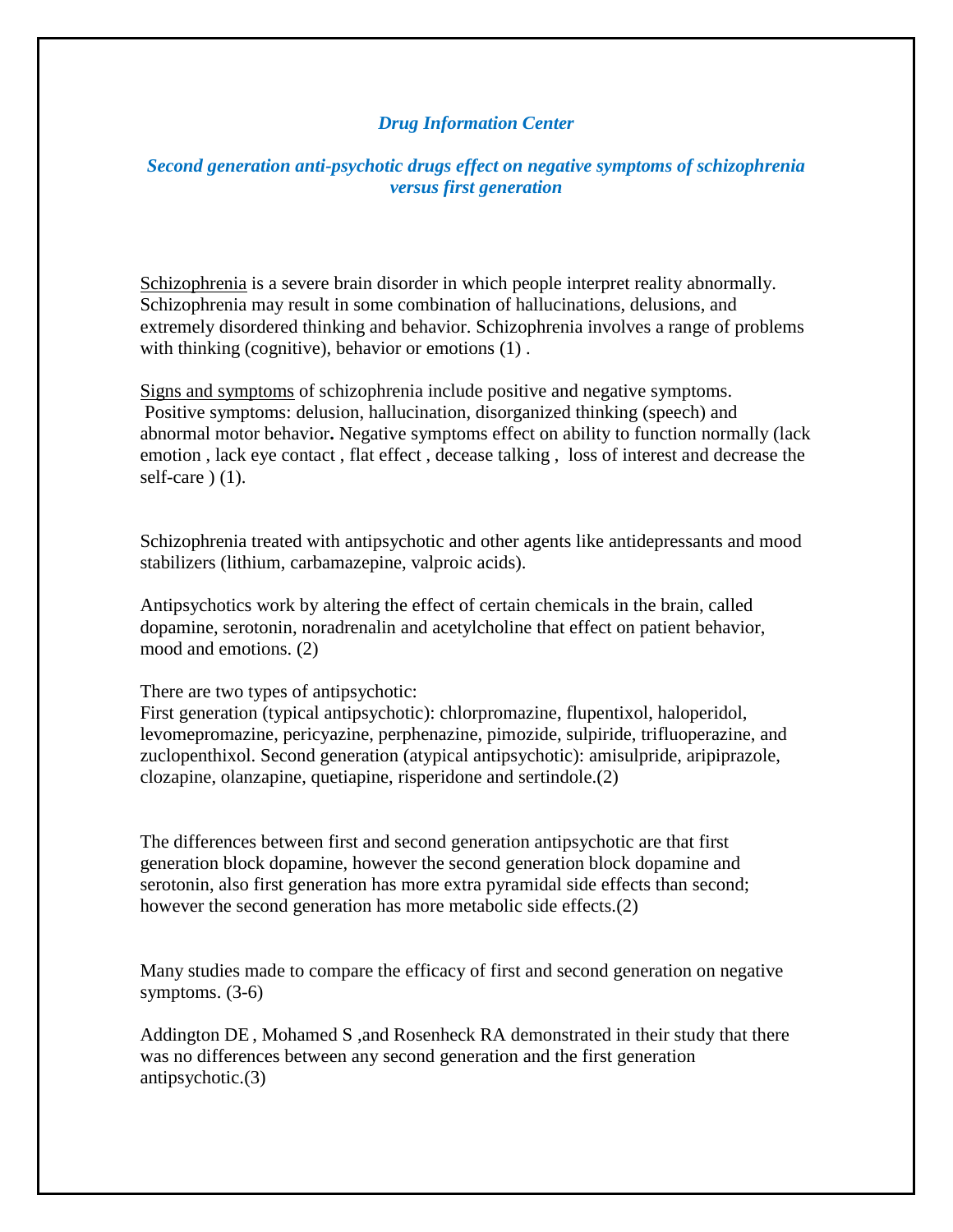## *Drug Information Center*

### *Second generation anti-psychotic drugs effect on negative symptoms of schizophrenia versus first generation*

Schizophrenia is a severe brain disorder in which people interpret reality abnormally. Schizophrenia may result in some combination of hallucinations, delusions, and extremely disordered thinking and behavior. Schizophrenia involves a range of problems with thinking (cognitive), behavior or emotions (1) .

Signs and symptoms of schizophrenia include positive and negative symptoms. Positive symptoms: delusion, hallucination, disorganized thinking (speech) and abnormal motor behavior**.** Negative symptoms effect on ability to function normally (lack emotion , lack eye contact , flat effect , decease talking , loss of interest and decrease the self-care ) (1).

Schizophrenia treated with antipsychotic and other agents like antidepressants and mood stabilizers (lithium, carbamazepine, valproic acids).

Antipsychotics work by altering the effect of certain chemicals in the brain, called dopamine, serotonin, noradrenalin and acetylcholine that effect on patient behavior, mood and emotions. (2)

There are two types of antipsychotic:
First generation (typical antipsychotic): chlorpromazine, flupentixol, haloperidol, levomepromazine, pericyazine, perphenazine, pimozide, sulpiride, trifluoperazine, and zuclopenthixol. Second generation (atypical antipsychotic): amisulpride, aripiprazole, clozapine, olanzapine, quetiapine, risperidone and sertindole.(2)

The differences between first and second generation antipsychotic are that first generation block dopamine, however the second generation block dopamine and serotonin, also first generation has more extra pyramidal side effects than second; however the second generation has more metabolic side effects.(2)

Many studies made to compare the efficacy of first and second generation on negative symptoms. (3-6)

Addington DE , Mohamed S ,and Rosenheck RA demonstrated in their study that there was no differences between any second generation and the first generation antipsychotic.(3)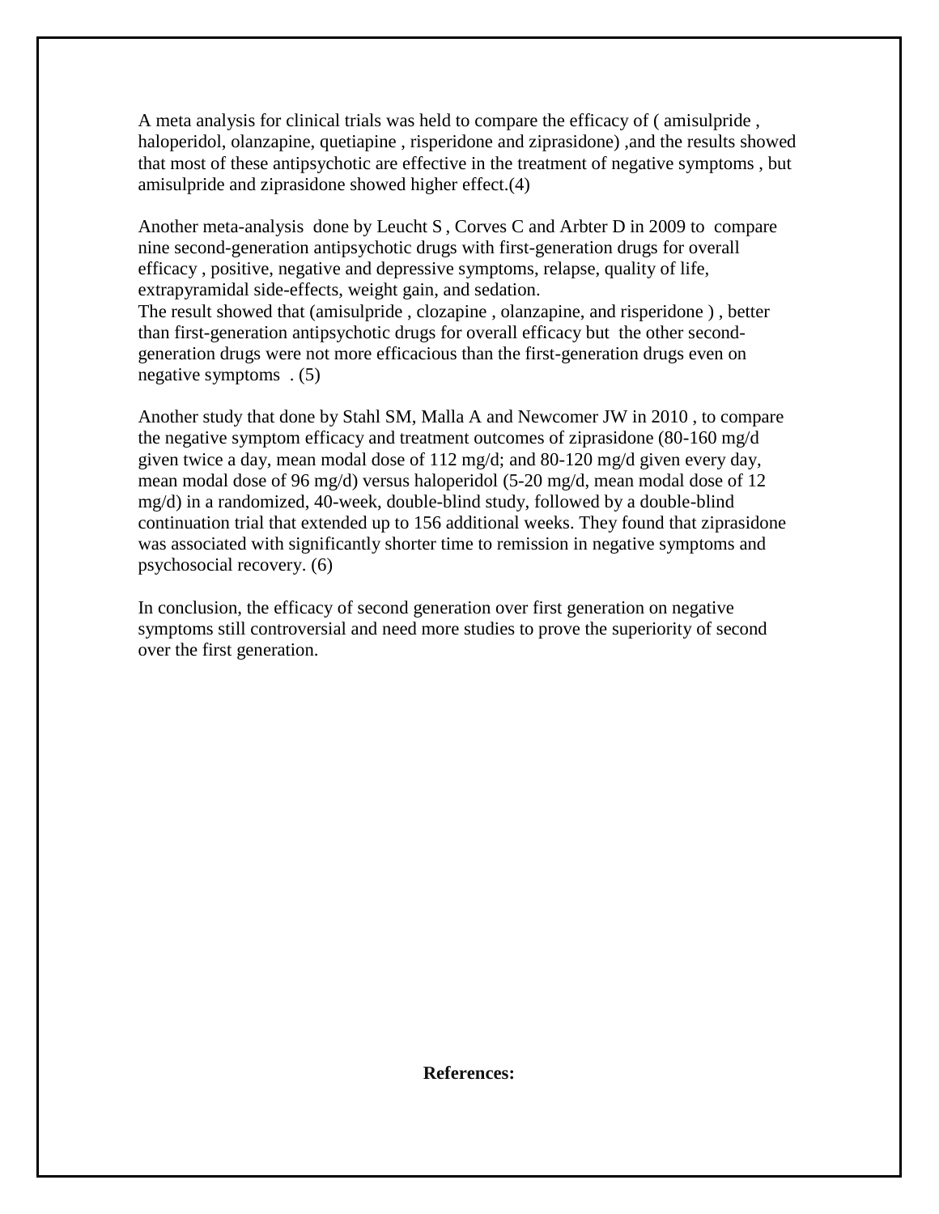A meta analysis for clinical trials was held to compare the efficacy of ( amisulpride , haloperidol, olanzapine, quetiapine , risperidone and ziprasidone) ,and the results showed that most of these antipsychotic are effective in the treatment of negative symptoms , but amisulpride and ziprasidone showed higher effect.(4)

Another meta-analysis done by Leucht S , Corves C and Arbter D in 2009 to compare nine second-generation antipsychotic drugs with first-generation drugs for overall efficacy , positive, negative and depressive symptoms, relapse, quality of life, extrapyramidal side-effects, weight gain, and sedation.
The result showed that (amisulpride , clozapine , olanzapine, and risperidone ) , better than first-generation antipsychotic drugs for overall efficacy but the other second-generation drugs were not more efficacious than the first-generation drugs even on negative symptoms . (5)

Another study that done by Stahl SM, Malla A and Newcomer JW in 2010 , to compare the negative symptom efficacy and treatment outcomes of ziprasidone (80-160 mg/d given twice a day, mean modal dose of 112 mg/d; and 80-120 mg/d given every day, mean modal dose of 96 mg/d) versus haloperidol (5-20 mg/d, mean modal dose of 12 mg/d) in a randomized, 40-week, double-blind study, followed by a double-blind continuation trial that extended up to 156 additional weeks. They found that ziprasidone was associated with significantly shorter time to remission in negative symptoms and psychosocial recovery. (6)

In conclusion, the efficacy of second generation over first generation on negative symptoms still controversial and need more studies to prove the superiority of second over the first generation.

**References:**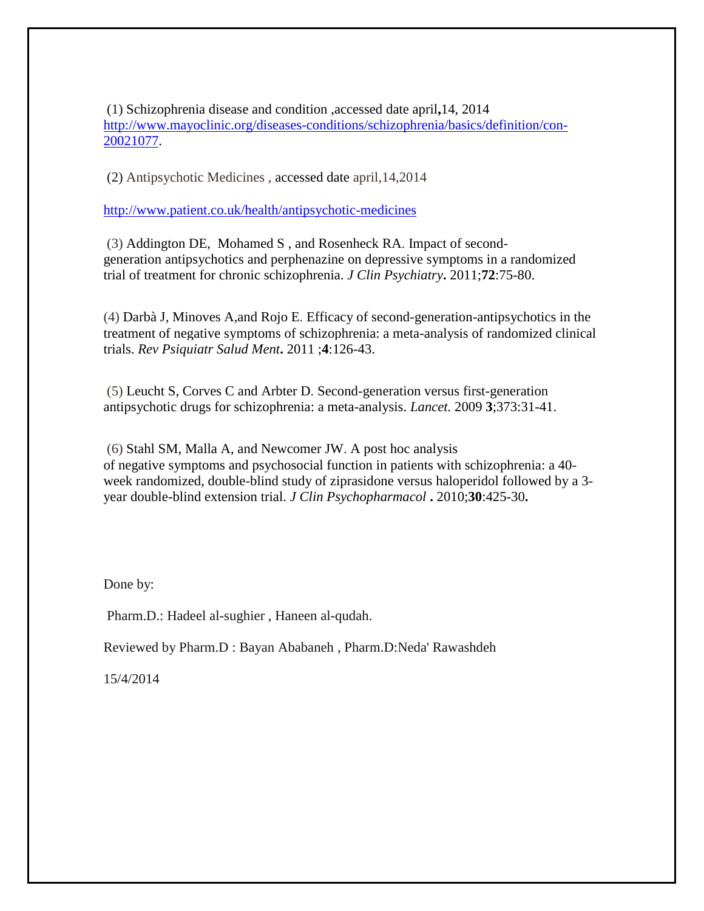(1) Schizophrenia disease and condition ,accessed date april**,**14, 2014 [http://www.mayoclinic.org/diseases-conditions/schizophrenia/basics/definition/con-20021077](http://www.mayoclinic.org/diseases-conditions/schizophrenia/basics/definition/con-20021077).

(2) Antipsychotic Medicines , accessed date april,14,2014

[http://www.patient.co.uk/health/antipsychotic-medicines](http://www.patient.co.uk/health/antipsychotic-medicines)

(3) Addington DE, Mohamed S , and Rosenheck RA. Impact of second-generation antipsychotics and perphenazine on depressive symptoms in a randomized trial of treatment for chronic schizophrenia. *J Clin Psychiatry***.** 2011;**72**:75-80.

(4) Darbà J, Minoves A,and Rojo E. Efficacy of second-generation-antipsychotics in the treatment of negative symptoms of schizophrenia: a meta-analysis of randomized clinical trials. *Rev Psiquiatr Salud Ment***.** 2011 ;**4**:126-43.

(5) Leucht S, Corves C and Arbter D. Second-generation versus first-generation antipsychotic drugs for schizophrenia: a meta-analysis. *Lancet.* 2009 **3**;373:31-41.

(6) Stahl SM, Malla A, and Newcomer JW. A post hoc analysis of negative symptoms and psychosocial function in patients with schizophrenia: a 40-week randomized, double-blind study of ziprasidone versus haloperidol followed by a 3-year double-blind extension trial. *J Clin Psychopharmacol* **.** 2010;**30**:425-30**.**

Done by:

Pharm.D.: Hadeel al-sughier , Haneen al-qudah.

Reviewed by Pharm.D : Bayan Ababaneh , Pharm.D:Neda' Rawashdeh

15/4/2014